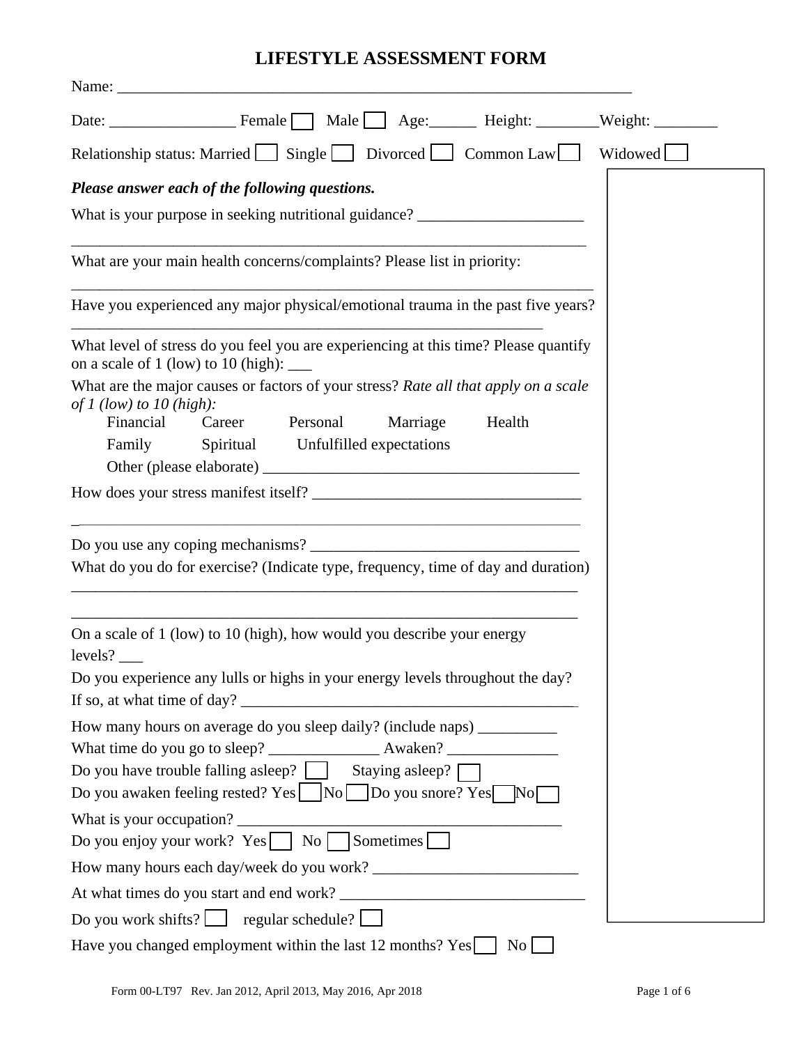# LIFESTYLE ASSESSMENT FORM

Name: ___________________________________________________________________

Date: ________________ Female ☐ Male ☐ Age:______ Height: ________Weight: ________

Relationship status: Married ☐ Single ☐ Divorced ☐ Common Law ☐ Widowed ☐

***Please answer each of the following questions.***

What is your purpose in seeking nutritional guidance? _____________________

_________________________________________________________________

What are your main health concerns/complaints? Please list in priority:

_________________________________________________________________

Have you experienced any major physical/emotional trauma in the past five years?

_____________________________________________________________

What level of stress do you feel you are experiencing at this time? Please quantify on a scale of 1 (low) to 10 (high): ___

What are the major causes or factors of your stress? *Rate all that apply on a scale of 1 (low) to 10 (high):*

Financial Career Personal Marriage Health

Family Spiritual Unfulfilled expectations

Other (please elaborate) _______________________________________

How does your stress manifest itself? _________________________________

_________________________________________________________________

Do you use any coping mechanisms? _________________________________

What do you do for exercise? (Indicate type, frequency, time of day and duration)

_________________________________________________________________

_________________________________________________________________

On a scale of 1 (low) to 10 (high), how would you describe your energy levels? ___

Do you experience any lulls or highs in your energy levels throughout the day? If so, at what time of day? ____________________________________________

How many hours on average do you sleep daily? (include naps) __________

What time do you go to sleep? ______________ Awaken? ______________

Do you have trouble falling asleep? ☐ Staying asleep? ☐

Do you awaken feeling rested? Yes ☐ No ☐ Do you snore? Yes ☐ No ☐

What is your occupation? _______________________________________

Do you enjoy your work? Yes ☐ No ☐ Sometimes ☐

How many hours each day/week do you work? __________________________

At what times do you start and end work? _______________________________

Do you work shifts? ☐ regular schedule? ☐

Have you changed employment within the last 12 months? Yes ☐ No ☐

Form 00-LT97 Rev. Jan 2012, April 2013, May 2016, Apr 2018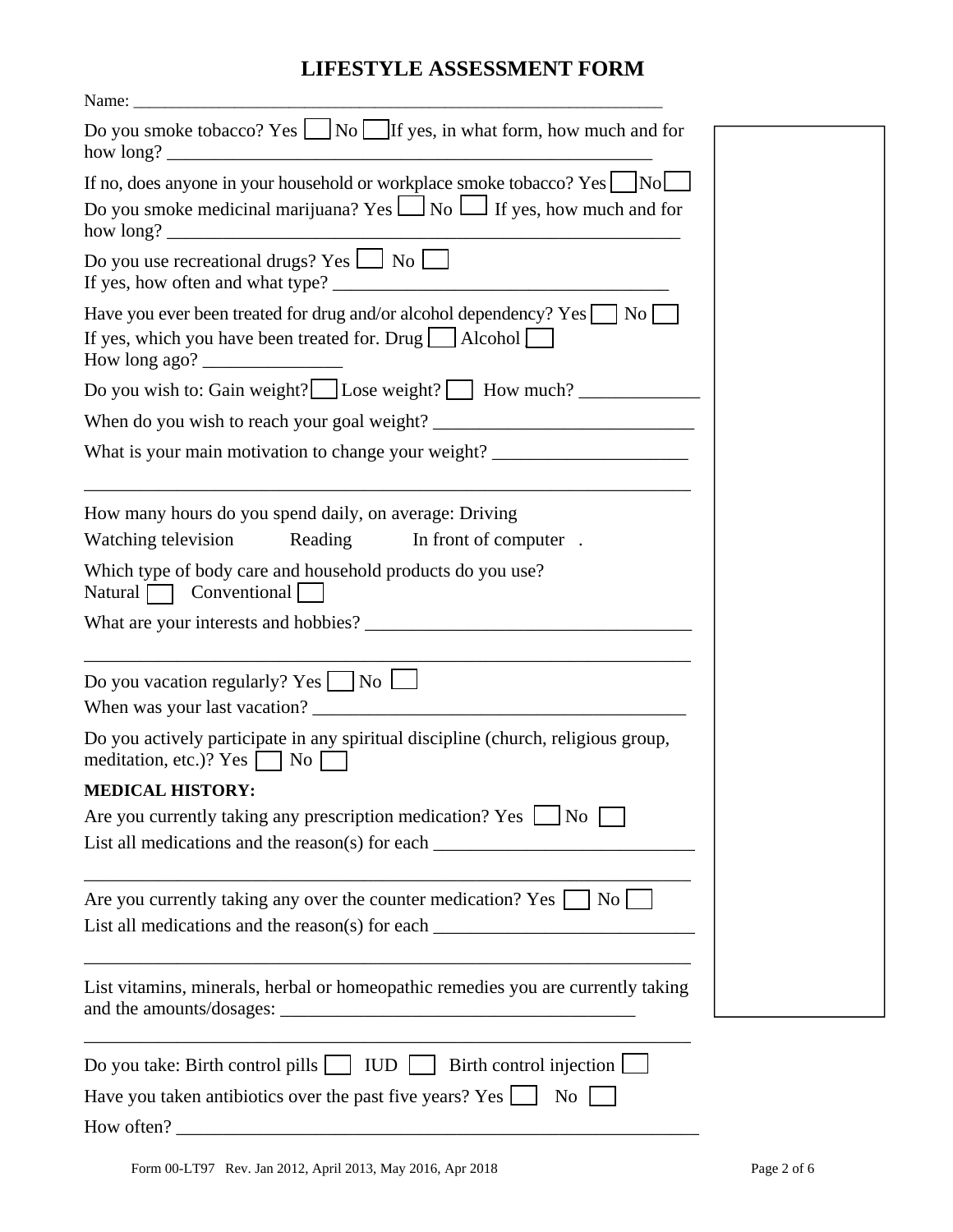# LIFESTYLE ASSESSMENT FORM

Name: ___________________________________________________________

Do you smoke tobacco? Yes ☐ No ☐ If yes, in what form, how much and for how long? ____________________________________________________

If no, does anyone in your household or workplace smoke tobacco? Yes ☐ No ☐

Do you smoke medicinal marijuana? Yes ☐ No ☐ If yes, how much and for how long? ________________________________________________________

Do you use recreational drugs? Yes ☐ No ☐

If yes, how often and what type? ____________________________________

Have you ever been treated for drug and/or alcohol dependency? Yes ☐ No ☐

If yes, which you have been treated for. Drug ☐ Alcohol ☐

How long ago? _______________

Do you wish to: Gain weight? ☐ Lose weight? ☐ How much? _____________

When do you wish to reach your goal weight? ____________________________

What is your main motivation to change your weight? _____________________

_________________________________________________________________

How many hours do you spend daily, on average: Driving

Watching television Reading In front of computer .

Which type of body care and household products do you use?

Natural ☐ Conventional ☐

What are your interests and hobbies? __________________________________

_________________________________________________________________

Do you vacation regularly? Yes ☐ No ☐

When was your last vacation? _________________________________________

Do you actively participate in any spiritual discipline (church, religious group, meditation, etc.)? Yes ☐ No ☐

**MEDICAL HISTORY:**

Are you currently taking any prescription medication? Yes ☐ No ☐

List all medications and the reason(s) for each ____________________________

_________________________________________________________________

Are you currently taking any over the counter medication? Yes ☐ No ☐

List all medications and the reason(s) for each ____________________________

_________________________________________________________________

List vitamins, minerals, herbal or homeopathic remedies you are currently taking and the amounts/dosages: ______________________________________

_________________________________________________________________

Do you take: Birth control pills ☐ IUD ☐ Birth control injection ☐

Have you taken antibiotics over the past five years? Yes ☐ No ☐

How often? _________________________________________________________

Form 00-LT97 Rev. Jan 2012, April 2013, May 2016, Apr 2018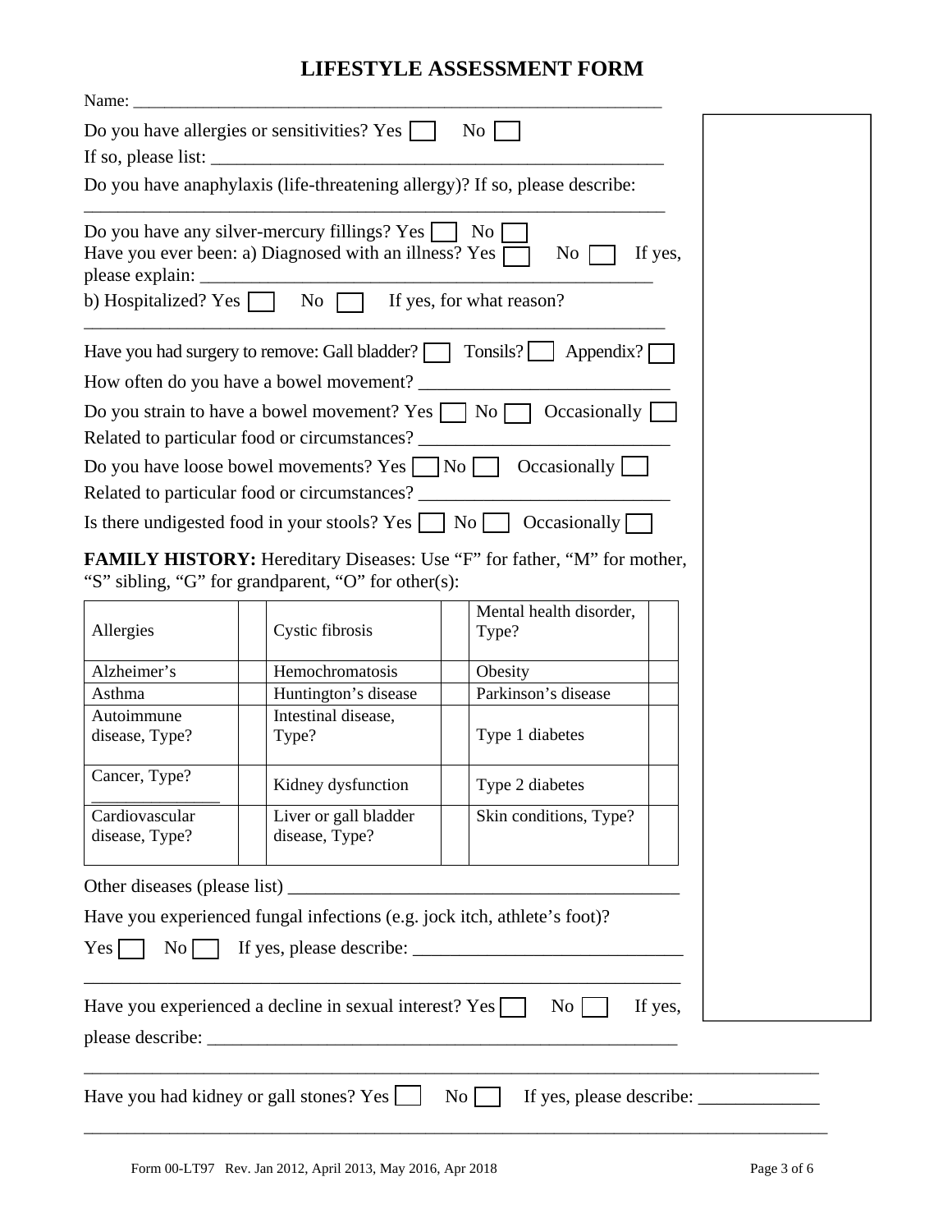# LIFESTYLE ASSESSMENT FORM

Name: ___________________________________________________________

Do you have allergies or sensitivities? Yes ☐ No ☐

If so, please list: ______________________________________________

Do you have anaphylaxis (life-threatening allergy)? If so, please describe:

_________________________________________________________________

Do you have any silver-mercury fillings? Yes ☐ No ☐

Have you ever been: a) Diagnosed with an illness? Yes ☐ No ☐ If yes, please explain: ____________________________________________

b) Hospitalized? Yes ☐ No ☐ If yes, for what reason?

_________________________________________________________________

Have you had surgery to remove: Gall bladder? ☐ Tonsils? ☐ Appendix? ☐

How often do you have a bowel movement? __________________________

Do you strain to have a bowel movement? Yes ☐ No ☐ Occasionally ☐

Related to particular food or circumstances? __________________________

Do you have loose bowel movements? Yes ☐ No ☐ Occasionally ☐

Related to particular food or circumstances? __________________________

Is there undigested food in your stools? Yes ☐ No ☐ Occasionally ☐

**FAMILY HISTORY:** Hereditary Diseases: Use "F" for father, "M" for mother, "S" sibling, "G" for grandparent, "O" for other(s):

| | | | | | |
|---|---|---|---|---|---|
| Allergies | | Cystic fibrosis | | Mental health disorder, Type? | |
| Alzheimer's | | Hemochromatosis | | Obesity | |
| Asthma | | Huntington's disease | | Parkinson's disease | |
| Autoimmune disease, Type? | | Intestinal disease, Type? | | Type 1 diabetes | |
| Cancer, Type? _____________ | | Kidney dysfunction | | Type 2 diabetes | |
| Cardiovascular disease, Type? | | Liver or gall bladder disease, Type? | | Skin conditions, Type? | |

Other diseases (please list) ________________________________________

Have you experienced fungal infections (e.g. jock itch, athlete's foot)?

Yes ☐ No ☐ If yes, please describe: ____________________________

_________________________________________________________________

Have you experienced a decline in sexual interest? Yes ☐ No ☐ If yes, please describe: _____________________________________________

_________________________________________________________________

Have you had kidney or gall stones? Yes ☐ No ☐ If yes, please describe: _____________

_________________________________________________________________

Form 00-LT97 Rev. Jan 2012, April 2013, May 2016, Apr 2018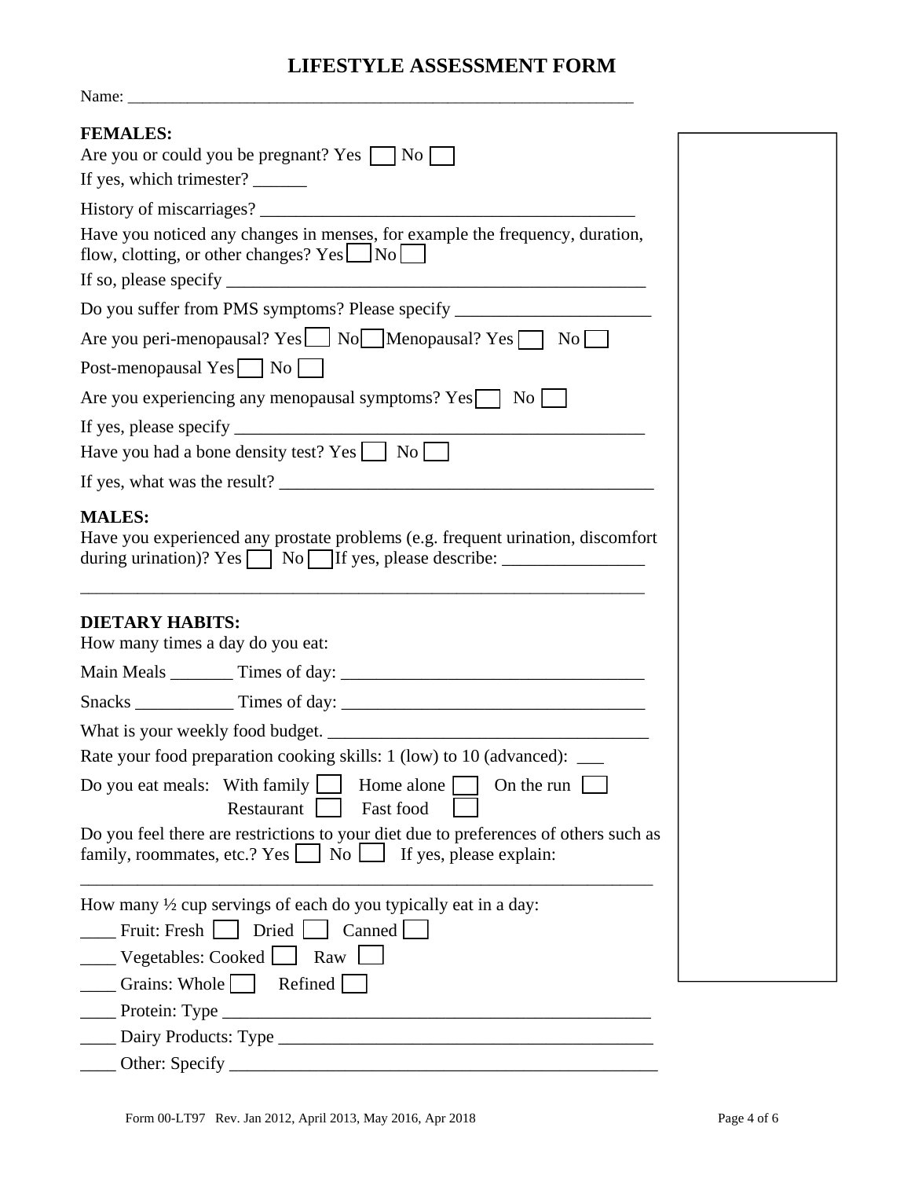# LIFESTYLE ASSESSMENT FORM

Name: ___________________________________________________________

**FEMALES:**

Are you or could you be pregnant? Yes ☐ No ☐

If yes, which trimester? ______

History of miscarriages? __________________________________________

Have you noticed any changes in menses, for example the frequency, duration, flow, clotting, or other changes? Yes ☐ No ☐

If so, please specify ______________________________________________

Do you suffer from PMS symptoms? Please specify ______________________

Are you peri-menopausal? Yes ☐ No ☐ Menopausal? Yes ☐ No ☐

Post-menopausal Yes ☐ No ☐

Are you experiencing any menopausal symptoms? Yes ☐ No ☐

If yes, please specify _____________________________________________

Have you had a bone density test? Yes ☐ No ☐

If yes, what was the result? ___________________________________________

**MALES:**

Have you experienced any prostate problems (e.g. frequent urination, discomfort during urination)? Yes ☐ No ☐ If yes, please describe: ________________

_________________________________________________________________

**DIETARY HABITS:**

How many times a day do you eat:

Main Meals _______ Times of day: _________________________________

Snacks ___________ Times of day: _________________________________

What is your weekly food budget. ____________________________________

Rate your food preparation cooking skills: 1 (low) to 10 (advanced): ___

Do you eat meals: With family ☐ Home alone ☐ On the run ☐ Restaurant ☐ Fast food ☐

Do you feel there are restrictions to your diet due to preferences of others such as family, roommates, etc.? Yes ☐ No ☐ If yes, please explain:

_________________________________________________________________

How many ½ cup servings of each do you typically eat in a day:

____ Fruit: Fresh ☐ Dried ☐ Canned ☐

____ Vegetables: Cooked ☐ Raw ☐

____ Grains: Whole ☐ Refined ☐

____ Protein: Type ______________________________________________

____ Dairy Products: Type _________________________________________

____ Other: Specify ______________________________________________

Form 00-LT97 Rev. Jan 2012, April 2013, May 2016, Apr 2018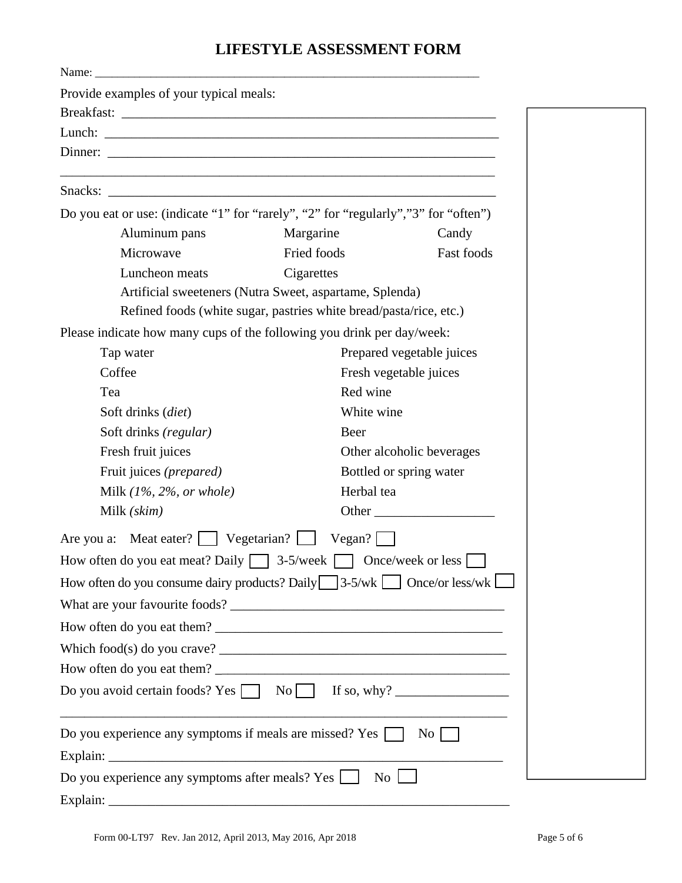# LIFESTYLE ASSESSMENT FORM

Name: ___________________________________________________________________

Provide examples of your typical meals:

Breakfast: ___________________________________________________________

Lunch: ______________________________________________________________

Dinner: _____________________________________________________________

_____________________________________________________________________

Snacks: _____________________________________________________________

Do you eat or use: (indicate "1" for "rarely", "2" for "regularly","3" for "often")

| | | |
|---|---|---|
| Aluminum pans | Margarine | Candy |
| Microwave | Fried foods | Fast foods |
| Luncheon meats | Cigarettes | |

Artificial sweeteners (Nutra Sweet, aspartame, Splenda)

Refined foods (white sugar, pastries white bread/pasta/rice, etc.)

Please indicate how many cups of the following you drink per day/week:

| | |
|---|---|
| Tap water | Prepared vegetable juices |
| Coffee | Fresh vegetable juices |
| Tea | Red wine |
| Soft drinks (*diet*) | White wine |
| Soft drinks *(regular)* | Beer |
| Fresh fruit juices | Other alcoholic beverages |
| Fruit juices *(prepared)* | Bottled or spring water |
| Milk *(1%, 2%, or whole)* | Herbal tea |
| Milk *(skim)* | Other __________________ |

Are you a: Meat eater? ☐ Vegetarian? ☐ Vegan? ☐

How often do you eat meat? Daily ☐ 3-5/week ☐ Once/week or less ☐

How often do you consume dairy products? Daily ☐ 3-5/wk ☐ Once/or less/wk ☐

What are your favourite foods? ___________________________________________

How often do you eat them? _____________________________________________

Which food(s) do you crave? ____________________________________________

How often do you eat them? _____________________________________________

Do you avoid certain foods? Yes ☐ No ☐ If so, why? _________________

_____________________________________________________________________

Do you experience any symptoms if meals are missed? Yes ☐ No ☐

Explain: _____________________________________________________________

Do you experience any symptoms after meals? Yes ☐ No ☐

Explain: _____________________________________________________________

Form 00-LT97 Rev. Jan 2012, April 2013, May 2016, Apr 2018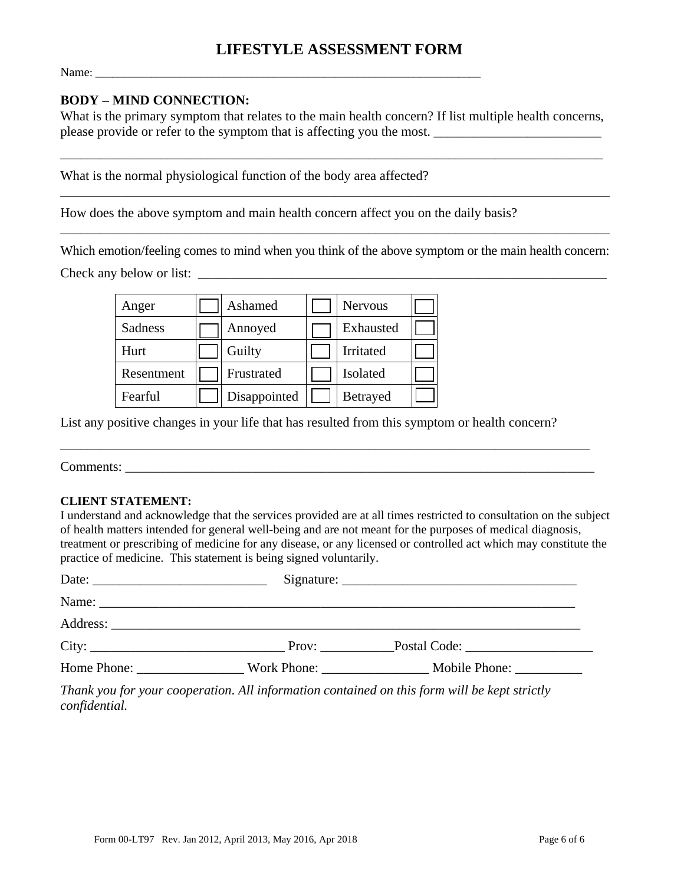# LIFESTYLE ASSESSMENT FORM

Name: ___________________________________________________________________

**BODY – MIND CONNECTION:**

What is the primary symptom that relates to the main health concern? If list multiple health concerns, please provide or refer to the symptom that is affecting you the most. _________________________

_____________________________________________________________________________________

What is the normal physiological function of the body area affected?

_____________________________________________________________________________________

How does the above symptom and main health concern affect you on the daily basis?

_____________________________________________________________________________________

Which emotion/feeling comes to mind when you think of the above symptom or the main health concern:

Check any below or list: _______________________________________________________________

| | | | | | |
|---|---|---|---|---|---|
| Anger | ☐ | Ashamed | ☐ | Nervous | ☐ |
| Sadness | ☐ | Annoyed | ☐ | Exhausted | ☐ |
| Hurt | ☐ | Guilty | ☐ | Irritated | ☐ |
| Resentment | ☐ | Frustrated | ☐ | Isolated | ☐ |
| Fearful | ☐ | Disappointed | ☐ | Betrayed | ☐ |

List any positive changes in your life that has resulted from this symptom or health concern?

_____________________________________________________________________________________

Comments: ___________________________________________________________________________

**CLIENT STATEMENT:**

I understand and acknowledge that the services provided are at all times restricted to consultation on the subject of health matters intended for general well-being and are not meant for the purposes of medical diagnosis, treatment or prescribing of medicine for any disease, or any licensed or controlled act which may constitute the practice of medicine. This statement is being signed voluntarily.

Date: __________________________ Signature: ____________________________________

Name: _______________________________________________________________________

Address: _____________________________________________________________________

City: _____________________________ Prov: ___________Postal Code: ___________________

Home Phone: ________________ Work Phone: ________________ Mobile Phone: __________

*Thank you for your cooperation. All information contained on this form will be kept strictly confidential.*

Form 00-LT97 Rev. Jan 2012, April 2013, May 2016, Apr 2018